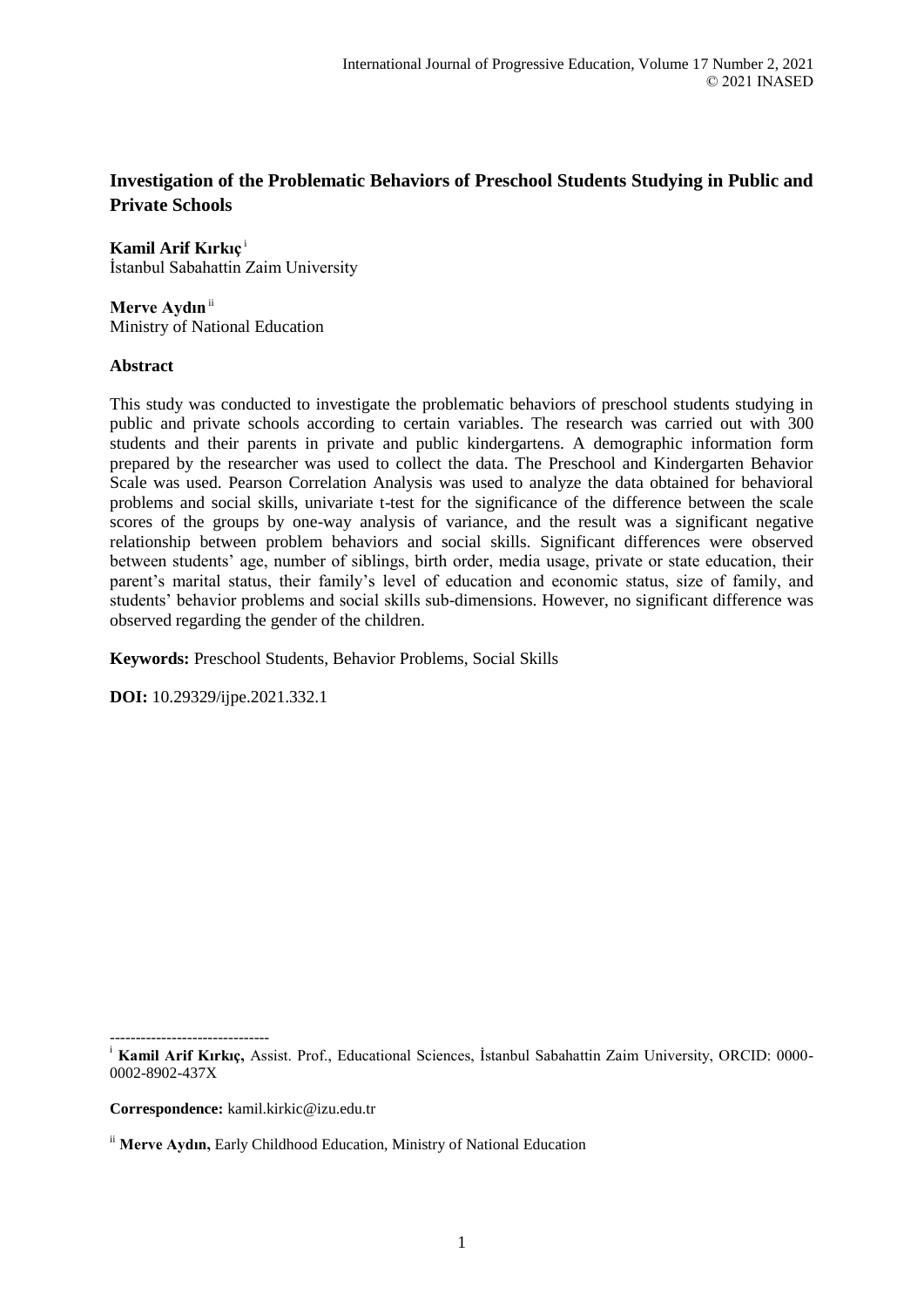# Investigation of the Problematic Behaviors of Preschool Students Studying in Public and Private Schools

**Kamil Arif Kırkıç** [i]
İstanbul Sabahattin Zaim University

**Merve Aydın** [ii]
Ministry of National Education

## Abstract

This study was conducted to investigate the problematic behaviors of preschool students studying in public and private schools according to certain variables. The research was carried out with 300 students and their parents in private and public kindergartens. A demographic information form prepared by the researcher was used to collect the data. The Preschool and Kindergarten Behavior Scale was used. Pearson Correlation Analysis was used to analyze the data obtained for behavioral problems and social skills, univariate t-test for the significance of the difference between the scale scores of the groups by one-way analysis of variance, and the result was a significant negative relationship between problem behaviors and social skills. Significant differences were observed between students' age, number of siblings, birth order, media usage, private or state education, their parent's marital status, their family's level of education and economic status, size of family, and students' behavior problems and social skills sub-dimensions. However, no significant difference was observed regarding the gender of the children.

**Keywords:** Preschool Students, Behavior Problems, Social Skills

**DOI:** 10.29329/ijpe.2021.332.1

-------------------------------

[i] **Kamil Arif Kırkıç,** Assist. Prof., Educational Sciences, İstanbul Sabahattin Zaim University, ORCID: 0000-0002-8902-437X

**Correspondence:** kamil.kirkic@izu.edu.tr

[ii] **Merve Aydın,** Early Childhood Education, Ministry of National Education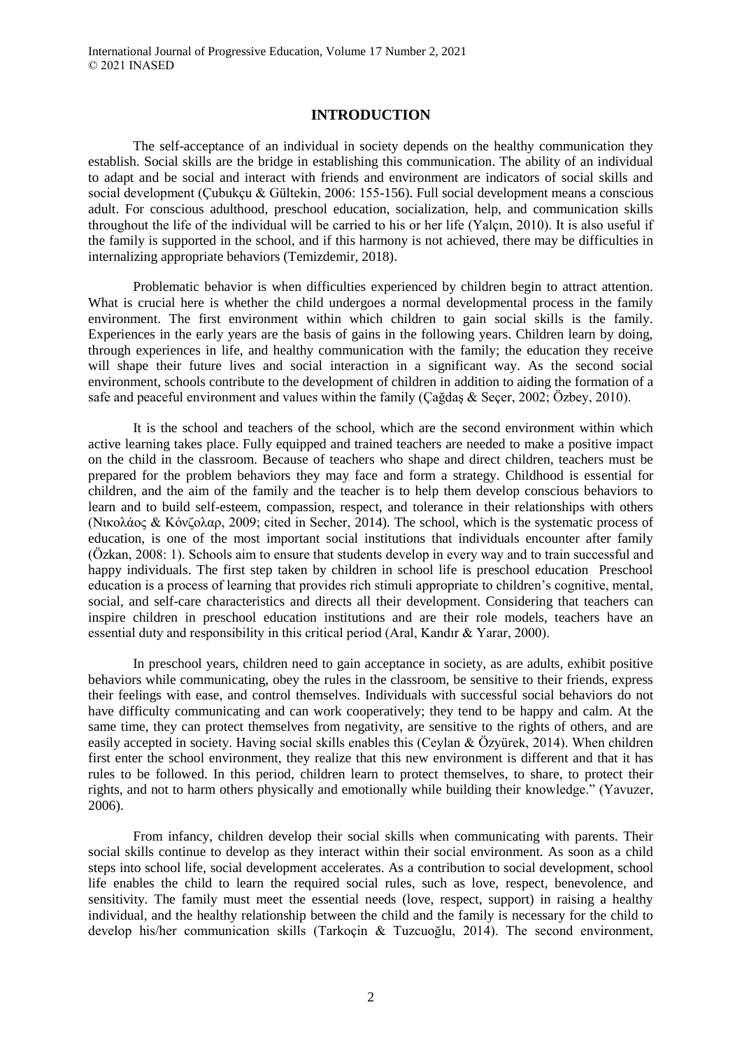## INTRODUCTION

The self-acceptance of an individual in society depends on the healthy communication they establish. Social skills are the bridge in establishing this communication. The ability of an individual to adapt and be social and interact with friends and environment are indicators of social skills and social development (Çubukçu & Gültekin, 2006: 155-156). Full social development means a conscious adult. For conscious adulthood, preschool education, socialization, help, and communication skills throughout the life of the individual will be carried to his or her life (Yalçın, 2010). It is also useful if the family is supported in the school, and if this harmony is not achieved, there may be difficulties in internalizing appropriate behaviors (Temizdemir, 2018).

Problematic behavior is when difficulties experienced by children begin to attract attention. What is crucial here is whether the child undergoes a normal developmental process in the family environment. The first environment within which children to gain social skills is the family. Experiences in the early years are the basis of gains in the following years. Children learn by doing, through experiences in life, and healthy communication with the family; the education they receive will shape their future lives and social interaction in a significant way. As the second social environment, schools contribute to the development of children in addition to aiding the formation of a safe and peaceful environment and values within the family (Çağdaş & Seçer, 2002; Özbey, 2010).

It is the school and teachers of the school, which are the second environment within which active learning takes place. Fully equipped and trained teachers are needed to make a positive impact on the child in the classroom. Because of teachers who shape and direct children, teachers must be prepared for the problem behaviors they may face and form a strategy. Childhood is essential for children, and the aim of the family and the teacher is to help them develop conscious behaviors to learn and to build self-esteem, compassion, respect, and tolerance in their relationships with others (Νικολάος & Κόνζολαρ, 2009; cited in Secher, 2014). The school, which is the systematic process of education, is one of the most important social institutions that individuals encounter after family (Özkan, 2008: 1). Schools aim to ensure that students develop in every way and to train successful and happy individuals. The first step taken by children in school life is preschool education Preschool education is a process of learning that provides rich stimuli appropriate to children's cognitive, mental, social, and self-care characteristics and directs all their development. Considering that teachers can inspire children in preschool education institutions and are their role models, teachers have an essential duty and responsibility in this critical period (Aral, Kandır & Yarar, 2000).

In preschool years, children need to gain acceptance in society, as are adults, exhibit positive behaviors while communicating, obey the rules in the classroom, be sensitive to their friends, express their feelings with ease, and control themselves. Individuals with successful social behaviors do not have difficulty communicating and can work cooperatively; they tend to be happy and calm. At the same time, they can protect themselves from negativity, are sensitive to the rights of others, and are easily accepted in society. Having social skills enables this (Ceylan & Özyürek, 2014). When children first enter the school environment, they realize that this new environment is different and that it has rules to be followed. In this period, children learn to protect themselves, to share, to protect their rights, and not to harm others physically and emotionally while building their knowledge." (Yavuzer, 2006).

From infancy, children develop their social skills when communicating with parents. Their social skills continue to develop as they interact within their social environment. As soon as a child steps into school life, social development accelerates. As a contribution to social development, school life enables the child to learn the required social rules, such as love, respect, benevolence, and sensitivity. The family must meet the essential needs (love, respect, support) in raising a healthy individual, and the healthy relationship between the child and the family is necessary for the child to develop his/her communication skills (Tarkoçin & Tuzcuoğlu, 2014). The second environment,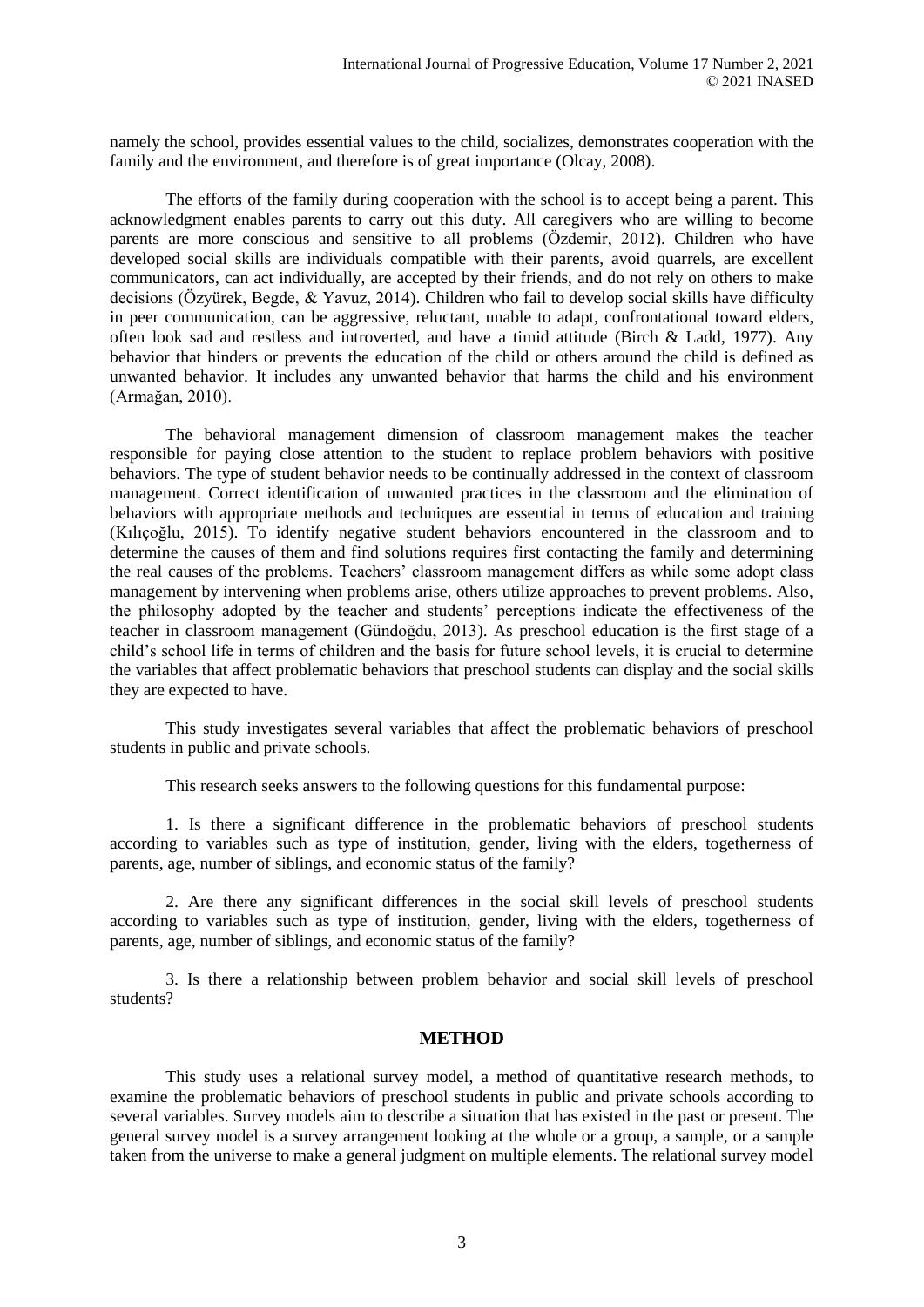namely the school, provides essential values to the child, socializes, demonstrates cooperation with the family and the environment, and therefore is of great importance (Olcay, 2008).

The efforts of the family during cooperation with the school is to accept being a parent. This acknowledgment enables parents to carry out this duty. All caregivers who are willing to become parents are more conscious and sensitive to all problems (Özdemir, 2012). Children who have developed social skills are individuals compatible with their parents, avoid quarrels, are excellent communicators, can act individually, are accepted by their friends, and do not rely on others to make decisions (Özyürek, Begde, & Yavuz, 2014). Children who fail to develop social skills have difficulty in peer communication, can be aggressive, reluctant, unable to adapt, confrontational toward elders, often look sad and restless and introverted, and have a timid attitude (Birch & Ladd, 1977). Any behavior that hinders or prevents the education of the child or others around the child is defined as unwanted behavior. It includes any unwanted behavior that harms the child and his environment (Armağan, 2010).

The behavioral management dimension of classroom management makes the teacher responsible for paying close attention to the student to replace problem behaviors with positive behaviors. The type of student behavior needs to be continually addressed in the context of classroom management. Correct identification of unwanted practices in the classroom and the elimination of behaviors with appropriate methods and techniques are essential in terms of education and training (Kılıçoğlu, 2015). To identify negative student behaviors encountered in the classroom and to determine the causes of them and find solutions requires first contacting the family and determining the real causes of the problems. Teachers' classroom management differs as while some adopt class management by intervening when problems arise, others utilize approaches to prevent problems. Also, the philosophy adopted by the teacher and students' perceptions indicate the effectiveness of the teacher in classroom management (Gündoğdu, 2013). As preschool education is the first stage of a child's school life in terms of children and the basis for future school levels, it is crucial to determine the variables that affect problematic behaviors that preschool students can display and the social skills they are expected to have.

This study investigates several variables that affect the problematic behaviors of preschool students in public and private schools.

This research seeks answers to the following questions for this fundamental purpose:

1. Is there a significant difference in the problematic behaviors of preschool students according to variables such as type of institution, gender, living with the elders, togetherness of parents, age, number of siblings, and economic status of the family?

2. Are there any significant differences in the social skill levels of preschool students according to variables such as type of institution, gender, living with the elders, togetherness of parents, age, number of siblings, and economic status of the family?

3. Is there a relationship between problem behavior and social skill levels of preschool students?

## METHOD

This study uses a relational survey model, a method of quantitative research methods, to examine the problematic behaviors of preschool students in public and private schools according to several variables. Survey models aim to describe a situation that has existed in the past or present. The general survey model is a survey arrangement looking at the whole or a group, a sample, or a sample taken from the universe to make a general judgment on multiple elements. The relational survey model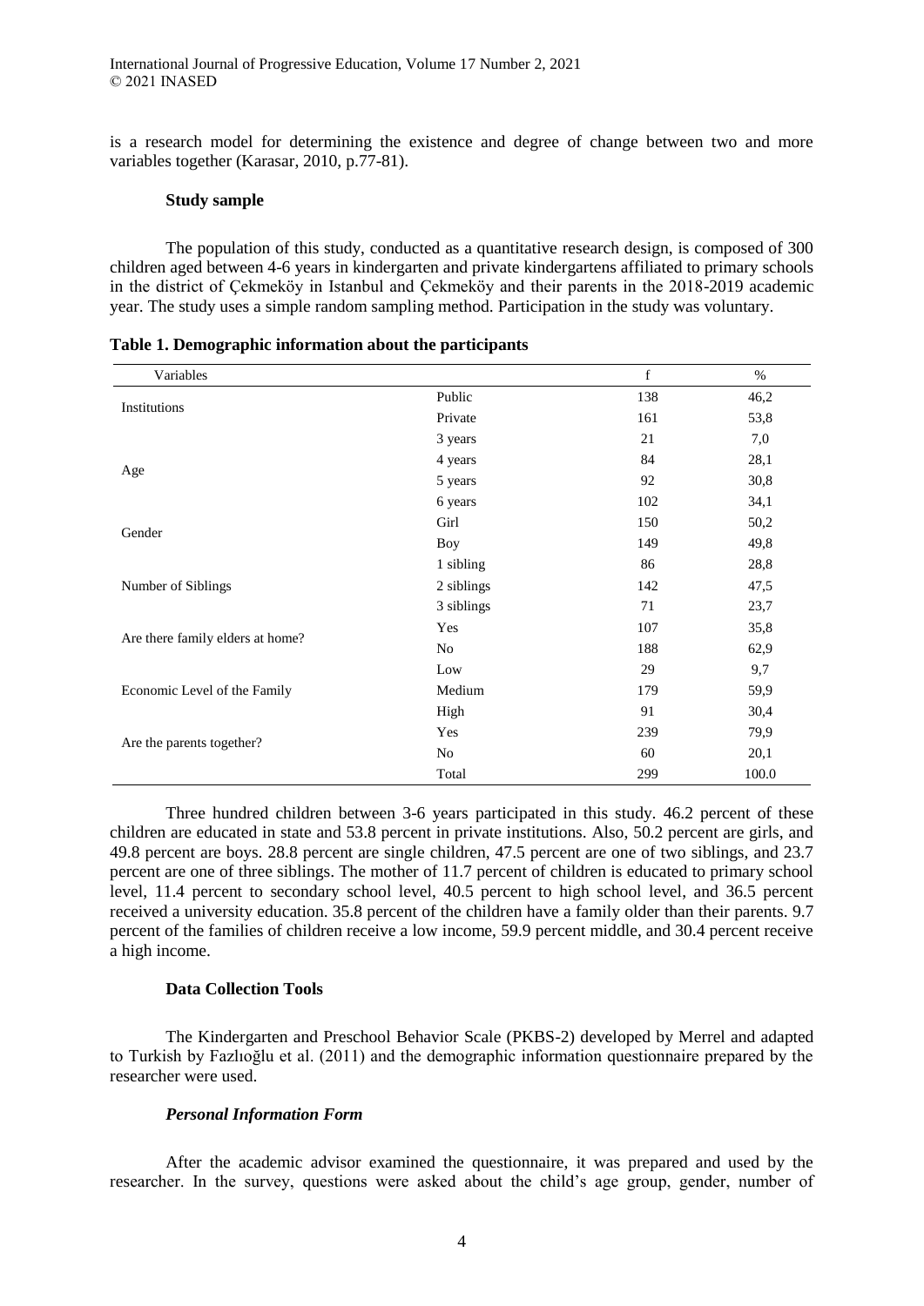is a research model for determining the existence and degree of change between two and more variables together (Karasar, 2010, p.77-81).

### Study sample

The population of this study, conducted as a quantitative research design, is composed of 300 children aged between 4-6 years in kindergarten and private kindergartens affiliated to primary schools in the district of Çekmeköy in Istanbul and Çekmeköy and their parents in the 2018-2019 academic year. The study uses a simple random sampling method. Participation in the study was voluntary.

**Table 1. Demographic information about the participants**

| Variables | | f | % |
|---|---|---|---|
| Institutions | Public | 138 | 46,2 |
| | Private | 161 | 53,8 |
| Age | 3 years | 21 | 7,0 |
| | 4 years | 84 | 28,1 |
| | 5 years | 92 | 30,8 |
| | 6 years | 102 | 34,1 |
| Gender | Girl | 150 | 50,2 |
| | Boy | 149 | 49,8 |
| Number of Siblings | 1 sibling | 86 | 28,8 |
| | 2 siblings | 142 | 47,5 |
| | 3 siblings | 71 | 23,7 |
| Are there family elders at home? | Yes | 107 | 35,8 |
| | No | 188 | 62,9 |
| Economic Level of the Family | Low | 29 | 9,7 |
| | Medium | 179 | 59,9 |
| | High | 91 | 30,4 |
| Are the parents together? | Yes | 239 | 79,9 |
| | No | 60 | 20,1 |
| | Total | 299 | 100.0 |

Three hundred children between 3-6 years participated in this study. 46.2 percent of these children are educated in state and 53.8 percent in private institutions. Also, 50.2 percent are girls, and 49.8 percent are boys. 28.8 percent are single children, 47.5 percent are one of two siblings, and 23.7 percent are one of three siblings. The mother of 11.7 percent of children is educated to primary school level, 11.4 percent to secondary school level, 40.5 percent to high school level, and 36.5 percent received a university education. 35.8 percent of the children have a family older than their parents. 9.7 percent of the families of children receive a low income, 59.9 percent middle, and 30.4 percent receive a high income.

### Data Collection Tools

The Kindergarten and Preschool Behavior Scale (PKBS-2) developed by Merrel and adapted to Turkish by Fazlıoğlu et al. (2011) and the demographic information questionnaire prepared by the researcher were used.

#### *Personal Information Form*

After the academic advisor examined the questionnaire, it was prepared and used by the researcher. In the survey, questions were asked about the child's age group, gender, number of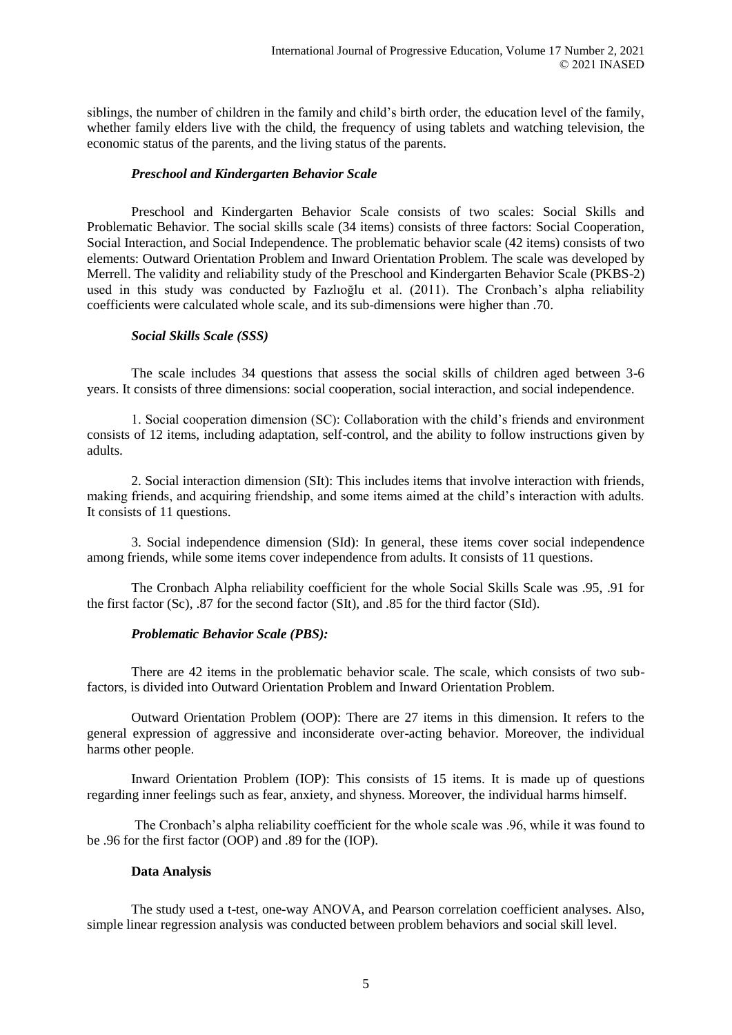siblings, the number of children in the family and child's birth order, the education level of the family, whether family elders live with the child, the frequency of using tablets and watching television, the economic status of the parents, and the living status of the parents.

#### *Preschool and Kindergarten Behavior Scale*

Preschool and Kindergarten Behavior Scale consists of two scales: Social Skills and Problematic Behavior. The social skills scale (34 items) consists of three factors: Social Cooperation, Social Interaction, and Social Independence. The problematic behavior scale (42 items) consists of two elements: Outward Orientation Problem and Inward Orientation Problem. The scale was developed by Merrell. The validity and reliability study of the Preschool and Kindergarten Behavior Scale (PKBS-2) used in this study was conducted by Fazlıoğlu et al. (2011). The Cronbach's alpha reliability coefficients were calculated whole scale, and its sub-dimensions were higher than .70.

#### *Social Skills Scale (SSS)*

The scale includes 34 questions that assess the social skills of children aged between 3-6 years. It consists of three dimensions: social cooperation, social interaction, and social independence.

1. Social cooperation dimension (SC): Collaboration with the child's friends and environment consists of 12 items, including adaptation, self-control, and the ability to follow instructions given by adults.

2. Social interaction dimension (SIt): This includes items that involve interaction with friends, making friends, and acquiring friendship, and some items aimed at the child's interaction with adults. It consists of 11 questions.

3. Social independence dimension (SId): In general, these items cover social independence among friends, while some items cover independence from adults. It consists of 11 questions.

The Cronbach Alpha reliability coefficient for the whole Social Skills Scale was .95, .91 for the first factor (Sc), .87 for the second factor (SIt), and .85 for the third factor (SId).

#### *Problematic Behavior Scale (PBS):*

There are 42 items in the problematic behavior scale. The scale, which consists of two sub-factors, is divided into Outward Orientation Problem and Inward Orientation Problem.

Outward Orientation Problem (OOP): There are 27 items in this dimension. It refers to the general expression of aggressive and inconsiderate over-acting behavior. Moreover, the individual harms other people.

Inward Orientation Problem (IOP): This consists of 15 items. It is made up of questions regarding inner feelings such as fear, anxiety, and shyness. Moreover, the individual harms himself.

The Cronbach's alpha reliability coefficient for the whole scale was .96, while it was found to be .96 for the first factor (OOP) and .89 for the (IOP).

#### **Data Analysis**

The study used a t-test, one-way ANOVA, and Pearson correlation coefficient analyses. Also, simple linear regression analysis was conducted between problem behaviors and social skill level.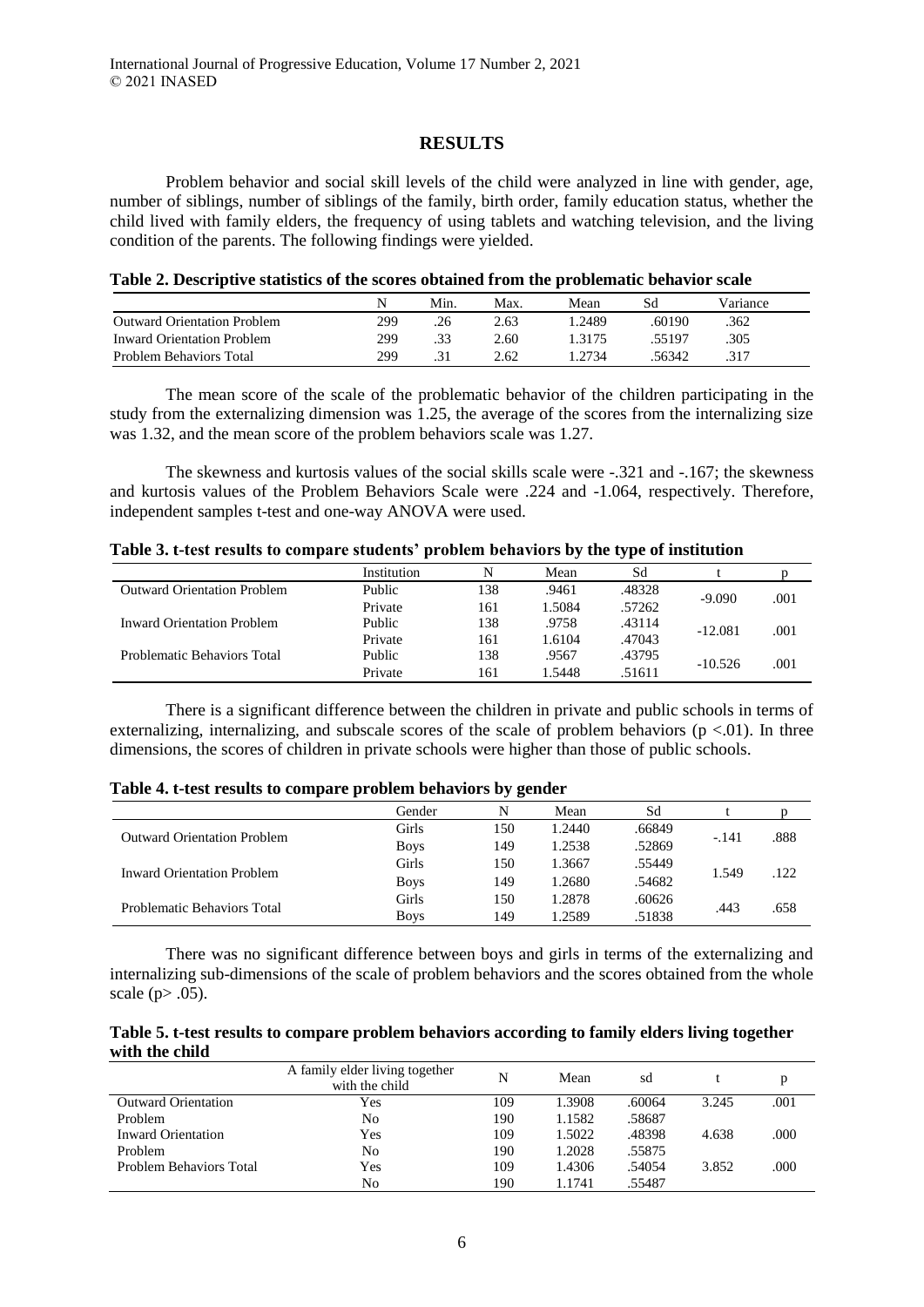## RESULTS

Problem behavior and social skill levels of the child were analyzed in line with gender, age, number of siblings, number of siblings of the family, birth order, family education status, whether the child lived with family elders, the frequency of using tablets and watching television, and the living condition of the parents. The following findings were yielded.

**Table 2. Descriptive statistics of the scores obtained from the problematic behavior scale**

| | N | Min. | Max. | Mean | Sd | Variance |
|---|---|---|---|---|---|---|
| Outward Orientation Problem | 299 | .26 | 2.63 | 1.2489 | .60190 | .362 |
| Inward Orientation Problem | 299 | .33 | 2.60 | 1.3175 | .55197 | .305 |
| Problem Behaviors Total | 299 | .31 | 2.62 | 1.2734 | .56342 | .317 |

The mean score of the scale of the problematic behavior of the children participating in the study from the externalizing dimension was 1.25, the average of the scores from the internalizing size was 1.32, and the mean score of the problem behaviors scale was 1.27.

The skewness and kurtosis values of the social skills scale were -.321 and -.167; the skewness and kurtosis values of the Problem Behaviors Scale were .224 and -1.064, respectively. Therefore, independent samples t-test and one-way ANOVA were used.

**Table 3. t-test results to compare students' problem behaviors by the type of institution**

| | Institution | N | Mean | Sd | t | p |
|---|---|---|---|---|---|---|
| Outward Orientation Problem | Public | 138 | .9461 | .48328 | -9.090 | .001 |
| | Private | 161 | 1.5084 | .57262 | | |
| Inward Orientation Problem | Public | 138 | .9758 | .43114 | -12.081 | .001 |
| | Private | 161 | 1.6104 | .47043 | | |
| Problematic Behaviors Total | Public | 138 | .9567 | .43795 | -10.526 | .001 |
| | Private | 161 | 1.5448 | .51611 | | |

There is a significant difference between the children in private and public schools in terms of externalizing, internalizing, and subscale scores of the scale of problem behaviors ($p < .01$). In three dimensions, the scores of children in private schools were higher than those of public schools.

**Table 4. t-test results to compare problem behaviors by gender**

| | Gender | N | Mean | Sd | t | p |
|---|---|---|---|---|---|---|
| Outward Orientation Problem | Girls | 150 | 1.2440 | .66849 | -.141 | .888 |
| | Boys | 149 | 1.2538 | .52869 | | |
| Inward Orientation Problem | Girls | 150 | 1.3667 | .55449 | 1.549 | .122 |
| | Boys | 149 | 1.2680 | .54682 | | |
| Problematic Behaviors Total | Girls | 150 | 1.2878 | .60626 | .443 | .658 |
| | Boys | 149 | 1.2589 | .51838 | | |

There was no significant difference between boys and girls in terms of the externalizing and internalizing sub-dimensions of the scale of problem behaviors and the scores obtained from the whole scale ($p > .05$).

**Table 5. t-test results to compare problem behaviors according to family elders living together with the child**

| | A family elder living together with the child | N | Mean | sd | t | p |
|---|---|---|---|---|---|---|
| Outward Orientation Problem | Yes | 109 | 1.3908 | .60064 | 3.245 | .001 |
| | No | 190 | 1.1582 | .58687 | | |
| Inward Orientation Problem | Yes | 109 | 1.5022 | .48398 | 4.638 | .000 |
| | No | 190 | 1.2028 | .55875 | | |
| Problem Behaviors Total | Yes | 109 | 1.4306 | .54054 | 3.852 | .000 |
| | No | 190 | 1.1741 | .55487 | | |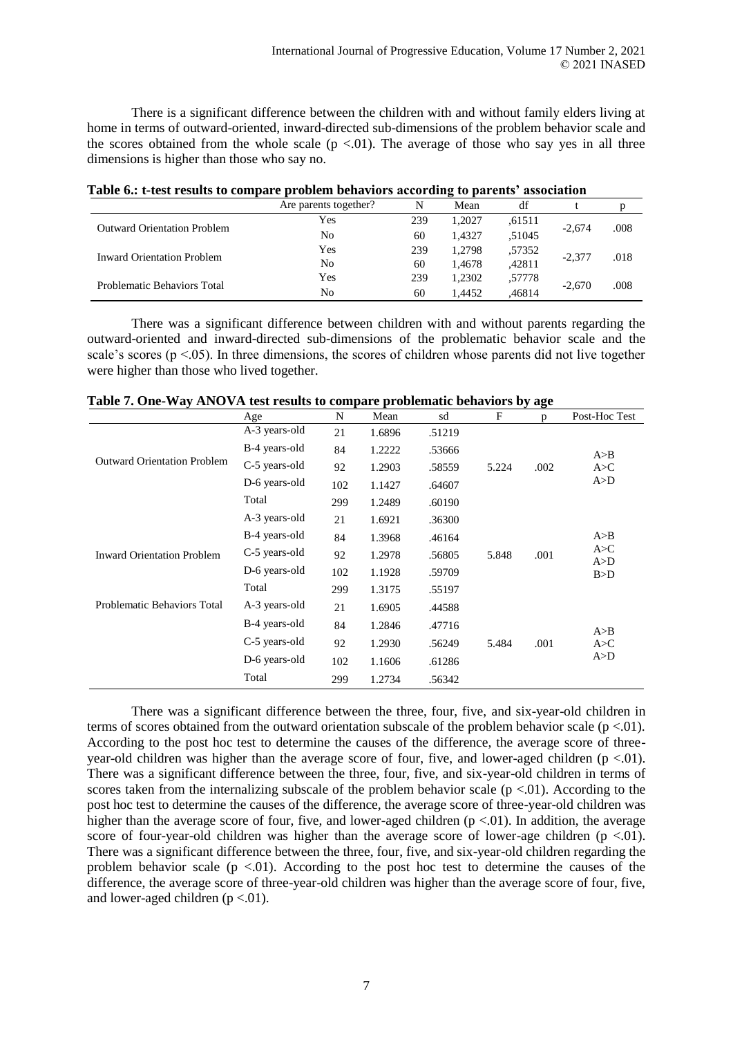There is a significant difference between the children with and without family elders living at home in terms of outward-oriented, inward-directed sub-dimensions of the problem behavior scale and the scores obtained from the whole scale ($p < .01$). The average of those who say yes in all three dimensions is higher than those who say no.

**Table 6.: t-test results to compare problem behaviors according to parents' association**

| | Are parents together? | N | Mean | df | t | p |
|---|---|---|---|---|---|---|
| Outward Orientation Problem | Yes | 239 | 1,2027 | ,61511 | -2,674 | .008 |
| | No | 60 | 1,4327 | ,51045 | | |
| Inward Orientation Problem | Yes | 239 | 1,2798 | ,57352 | -2,377 | .018 |
| | No | 60 | 1,4678 | ,42811 | | |
| Problematic Behaviors Total | Yes | 239 | 1,2302 | ,57778 | -2,670 | .008 |
| | No | 60 | 1,4452 | ,46814 | | |

There was a significant difference between children with and without parents regarding the outward-oriented and inward-directed sub-dimensions of the problematic behavior scale and the scale's scores ($p < .05$). In three dimensions, the scores of children whose parents did not live together were higher than those who lived together.

**Table 7. One-Way ANOVA test results to compare problematic behaviors by age**

| | Age | N | Mean | sd | F | p | Post-Hoc Test |
|---|---|---|---|---|---|---|---|
| Outward Orientation Problem | A-3 years-old | 21 | 1.6896 | .51219 | 5.224 | .002 | A>B A>C A>D |
| | B-4 years-old | 84 | 1.2222 | .53666 | | | |
| | C-5 years-old | 92 | 1.2903 | .58559 | | | |
| | D-6 years-old | 102 | 1.1427 | .64607 | | | |
| | Total | 299 | 1.2489 | .60190 | | | |
| Inward Orientation Problem | A-3 years-old | 21 | 1.6921 | .36300 | 5.848 | .001 | A>B A>C A>D B>D |
| | B-4 years-old | 84 | 1.3968 | .46164 | | | |
| | C-5 years-old | 92 | 1.2978 | .56805 | | | |
| | D-6 years-old | 102 | 1.1928 | .59709 | | | |
| | Total | 299 | 1.3175 | .55197 | | | |
| Problematic Behaviors Total | A-3 years-old | 21 | 1.6905 | .44588 | 5.484 | .001 | A>B A>C A>D |
| | B-4 years-old | 84 | 1.2846 | .47716 | | | |
| | C-5 years-old | 92 | 1.2930 | .56249 | | | |
| | D-6 years-old | 102 | 1.1606 | .61286 | | | |
| | Total | 299 | 1.2734 | .56342 | | | |

There was a significant difference between the three, four, five, and six-year-old children in terms of scores obtained from the outward orientation subscale of the problem behavior scale ($p < .01$). According to the post hoc test to determine the causes of the difference, the average score of three-year-old children was higher than the average score of four, five, and lower-aged children ($p < .01$). There was a significant difference between the three, four, five, and six-year-old children in terms of scores taken from the internalizing subscale of the problem behavior scale ($p < .01$). According to the post hoc test to determine the causes of the difference, the average score of three-year-old children was higher than the average score of four, five, and lower-aged children ($p < .01$). In addition, the average score of four-year-old children was higher than the average score of lower-age children ($p < .01$). There was a significant difference between the three, four, five, and six-year-old children regarding the problem behavior scale ($p < .01$). According to the post hoc test to determine the causes of the difference, the average score of three-year-old children was higher than the average score of four, five, and lower-aged children ($p < .01$).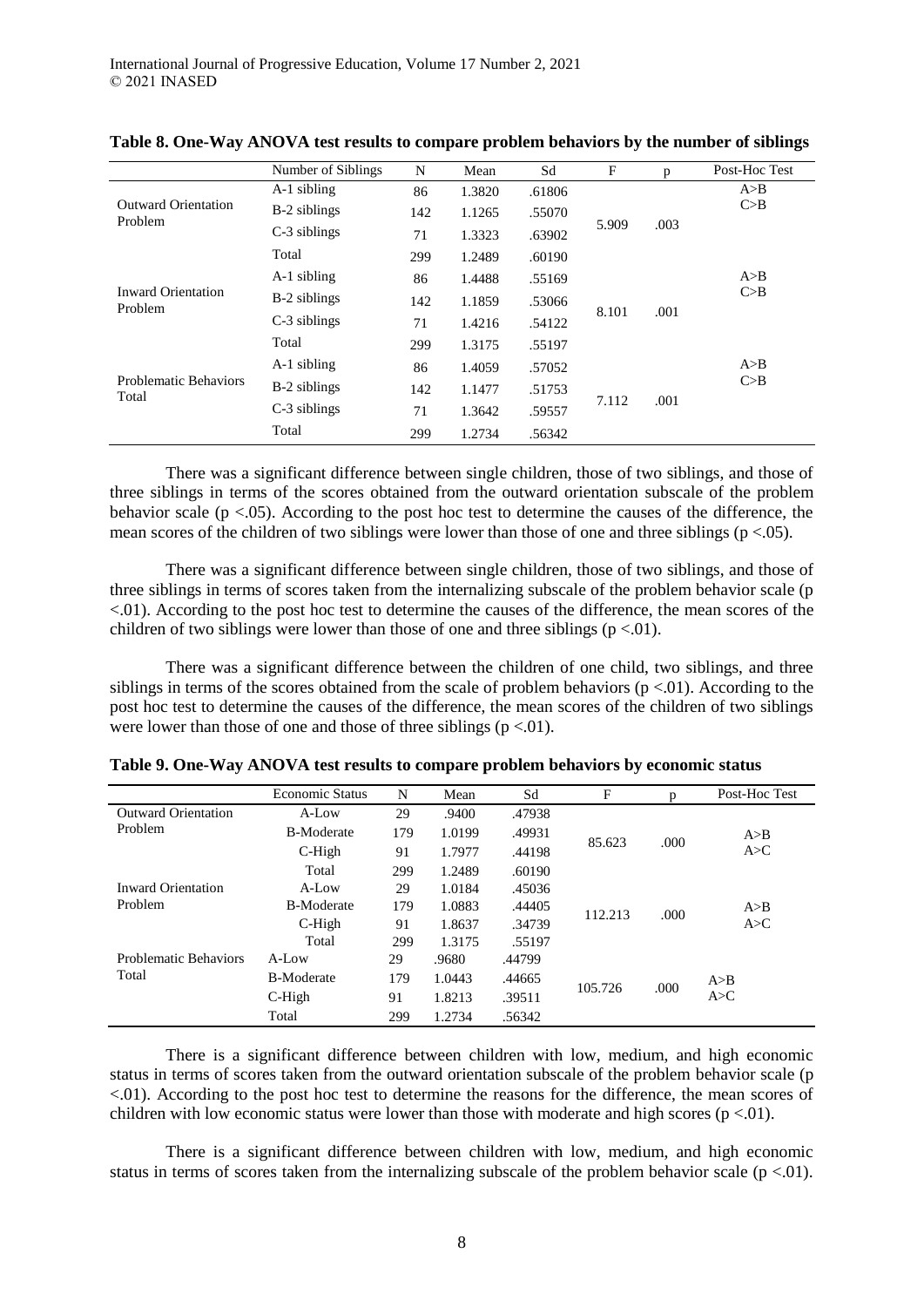**Table 8. One-Way ANOVA test results to compare problem behaviors by the number of siblings**

| | Number of Siblings | N | Mean | Sd | F | p | Post-Hoc Test |
|---|---|---|---|---|---|---|---|
| Outward Orientation Problem | A-1 sibling | 86 | 1.3820 | .61806 | 5.909 | .003 | A>B C>B |
| | B-2 siblings | 142 | 1.1265 | .55070 | | | |
| | C-3 siblings | 71 | 1.3323 | .63902 | | | |
| | Total | 299 | 1.2489 | .60190 | | | |
| Inward Orientation Problem | A-1 sibling | 86 | 1.4488 | .55169 | 8.101 | .001 | A>B C>B |
| | B-2 siblings | 142 | 1.1859 | .53066 | | | |
| | C-3 siblings | 71 | 1.4216 | .54122 | | | |
| | Total | 299 | 1.3175 | .55197 | | | |
| Problematic Behaviors Total | A-1 sibling | 86 | 1.4059 | .57052 | 7.112 | .001 | A>B C>B |
| | B-2 siblings | 142 | 1.1477 | .51753 | | | |
| | C-3 siblings | 71 | 1.3642 | .59557 | | | |
| | Total | 299 | 1.2734 | .56342 | | | |

There was a significant difference between single children, those of two siblings, and those of three siblings in terms of the scores obtained from the outward orientation subscale of the problem behavior scale ($p < .05$). According to the post hoc test to determine the causes of the difference, the mean scores of the children of two siblings were lower than those of one and three siblings ($p < .05$).

There was a significant difference between single children, those of two siblings, and those of three siblings in terms of scores taken from the internalizing subscale of the problem behavior scale ($p < .01$). According to the post hoc test to determine the causes of the difference, the mean scores of the children of two siblings were lower than those of one and three siblings ($p < .01$).

There was a significant difference between the children of one child, two siblings, and three siblings in terms of the scores obtained from the scale of problem behaviors ($p < .01$). According to the post hoc test to determine the causes of the difference, the mean scores of the children of two siblings were lower than those of one and those of three siblings ($p < .01$).

**Table 9. One-Way ANOVA test results to compare problem behaviors by economic status**

| | Economic Status | N | Mean | Sd | F | p | Post-Hoc Test |
|---|---|---|---|---|---|---|---|
| Outward Orientation Problem | A-Low | 29 | .9400 | .47938 | 85.623 | .000 | A>B A>C |
| | B-Moderate | 179 | 1.0199 | .49931 | | | |
| | C-High | 91 | 1.7977 | .44198 | | | |
| | Total | 299 | 1.2489 | .60190 | | | |
| Inward Orientation Problem | A-Low | 29 | 1.0184 | .45036 | 112.213 | .000 | A>B A>C |
| | B-Moderate | 179 | 1.0883 | .44405 | | | |
| | C-High | 91 | 1.8637 | .34739 | | | |
| | Total | 299 | 1.3175 | .55197 | | | |
| Problematic Behaviors Total | A-Low | 29 | .9680 | .44799 | 105.726 | .000 | A>B A>C |
| | B-Moderate | 179 | 1.0443 | .44665 | | | |
| | C-High | 91 | 1.8213 | .39511 | | | |
| | Total | 299 | 1.2734 | .56342 | | | |

There is a significant difference between children with low, medium, and high economic status in terms of scores taken from the outward orientation subscale of the problem behavior scale ($p < .01$). According to the post hoc test to determine the reasons for the difference, the mean scores of children with low economic status were lower than those with moderate and high scores ($p < .01$).

There is a significant difference between children with low, medium, and high economic status in terms of scores taken from the internalizing subscale of the problem behavior scale ($p < .01$).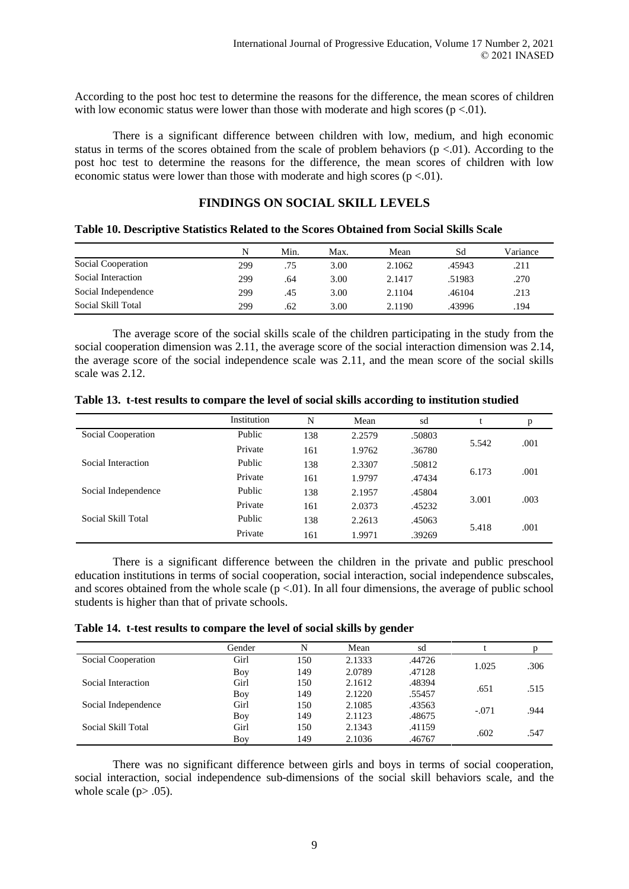According to the post hoc test to determine the reasons for the difference, the mean scores of children with low economic status were lower than those with moderate and high scores ($p < .01$).

There is a significant difference between children with low, medium, and high economic status in terms of the scores obtained from the scale of problem behaviors ($p < .01$). According to the post hoc test to determine the reasons for the difference, the mean scores of children with low economic status were lower than those with moderate and high scores ($p < .01$).

## FINDINGS ON SOCIAL SKILL LEVELS

**Table 10. Descriptive Statistics Related to the Scores Obtained from Social Skills Scale**

| | N | Min. | Max. | Mean | Sd | Variance |
|---|---|---|---|---|---|---|
| Social Cooperation | 299 | .75 | 3.00 | 2.1062 | .45943 | .211 |
| Social Interaction | 299 | .64 | 3.00 | 2.1417 | .51983 | .270 |
| Social Independence | 299 | .45 | 3.00 | 2.1104 | .46104 | .213 |
| Social Skill Total | 299 | .62 | 3.00 | 2.1190 | .43996 | .194 |

The average score of the social skills scale of the children participating in the study from the social cooperation dimension was 2.11, the average score of the social interaction dimension was 2.14, the average score of the social independence scale was 2.11, and the mean score of the social skills scale was 2.12.

**Table 13. t-test results to compare the level of social skills according to institution studied**

| | Institution | N | Mean | sd | t | p |
|---|---|---|---|---|---|---|
| Social Cooperation | Public | 138 | 2.2579 | .50803 | 5.542 | .001 |
| | Private | 161 | 1.9762 | .36780 | | |
| Social Interaction | Public | 138 | 2.3307 | .50812 | 6.173 | .001 |
| | Private | 161 | 1.9797 | .47434 | | |
| Social Independence | Public | 138 | 2.1957 | .45804 | 3.001 | .003 |
| | Private | 161 | 2.0373 | .45232 | | |
| Social Skill Total | Public | 138 | 2.2613 | .45063 | 5.418 | .001 |
| | Private | 161 | 1.9971 | .39269 | | |

There is a significant difference between the children in the private and public preschool education institutions in terms of social cooperation, social interaction, social independence subscales, and scores obtained from the whole scale ($p < .01$). In all four dimensions, the average of public school students is higher than that of private schools.

**Table 14. t-test results to compare the level of social skills by gender**

| | Gender | N | Mean | sd | t | p |
|---|---|---|---|---|---|---|
| Social Cooperation | Girl | 150 | 2.1333 | .44726 | 1.025 | .306 |
| | Boy | 149 | 2.0789 | .47128 | | |
| Social Interaction | Girl | 150 | 2.1612 | .48394 | .651 | .515 |
| | Boy | 149 | 2.1220 | .55457 | | |
| Social Independence | Girl | 150 | 2.1085 | .43563 | -.071 | .944 |
| | Boy | 149 | 2.1123 | .48675 | | |
| Social Skill Total | Girl | 150 | 2.1343 | .41159 | .602 | .547 |
| | Boy | 149 | 2.1036 | .46767 | | |

There was no significant difference between girls and boys in terms of social cooperation, social interaction, social independence sub-dimensions of the social skill behaviors scale, and the whole scale ($p > .05$).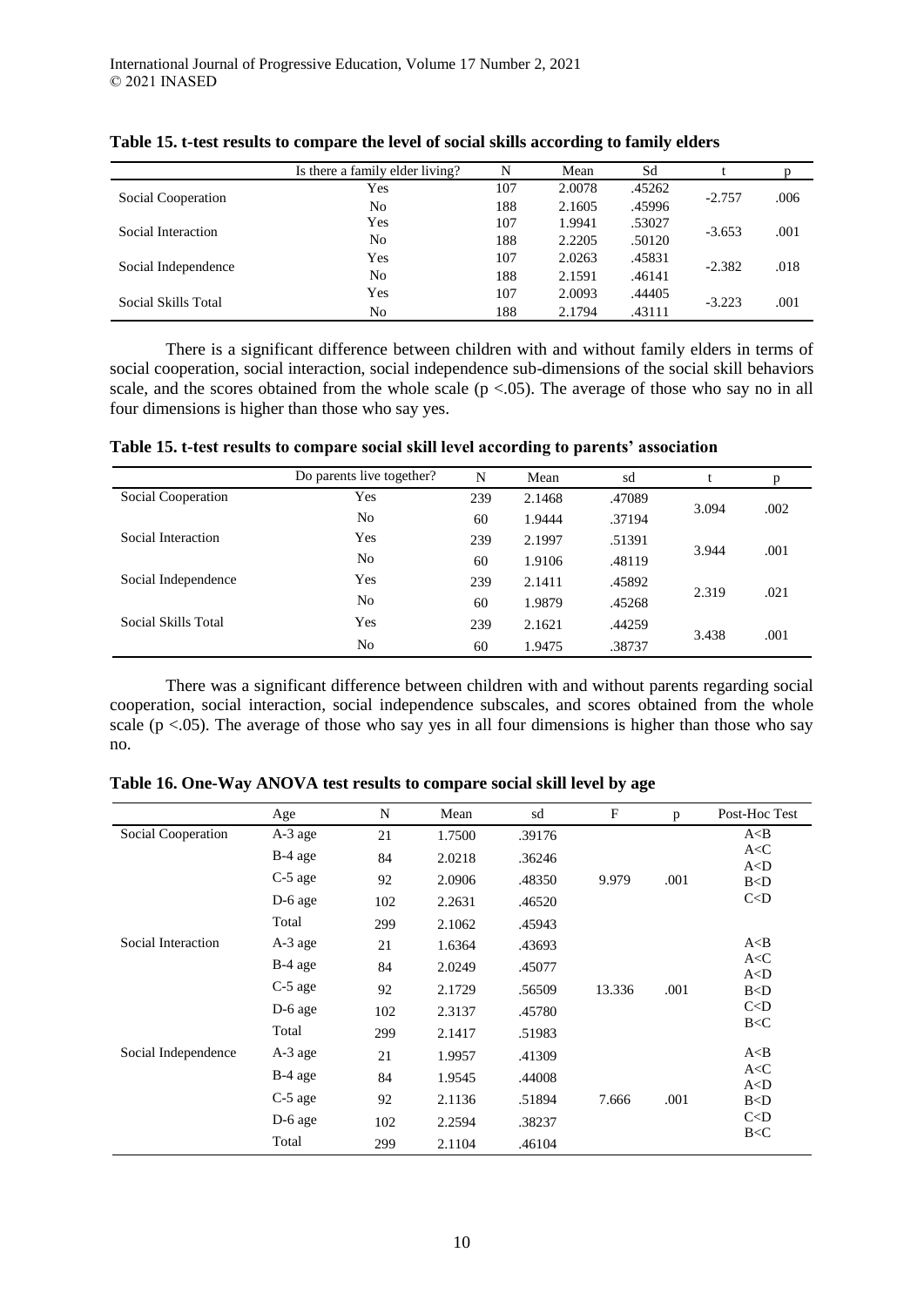**Table 15. t-test results to compare the level of social skills according to family elders**

| | Is there a family elder living? | N | Mean | Sd | t | p |
|---|---|---|---|---|---|---|
| Social Cooperation | Yes | 107 | 2.0078 | .45262 | -2.757 | .006 |
| | No | 188 | 2.1605 | .45996 | | |
| Social Interaction | Yes | 107 | 1.9941 | .53027 | -3.653 | .001 |
| | No | 188 | 2.2205 | .50120 | | |
| Social Independence | Yes | 107 | 2.0263 | .45831 | -2.382 | .018 |
| | No | 188 | 2.1591 | .46141 | | |
| Social Skills Total | Yes | 107 | 2.0093 | .44405 | -3.223 | .001 |
| | No | 188 | 2.1794 | .43111 | | |

There is a significant difference between children with and without family elders in terms of social cooperation, social interaction, social independence sub-dimensions of the social skill behaviors scale, and the scores obtained from the whole scale ($p < .05$). The average of those who say no in all four dimensions is higher than those who say yes.

**Table 15. t-test results to compare social skill level according to parents' association**

| | Do parents live together? | N | Mean | sd | t | p |
|---|---|---|---|---|---|---|
| Social Cooperation | Yes | 239 | 2.1468 | .47089 | 3.094 | .002 |
| | No | 60 | 1.9444 | .37194 | | |
| Social Interaction | Yes | 239 | 2.1997 | .51391 | 3.944 | .001 |
| | No | 60 | 1.9106 | .48119 | | |
| Social Independence | Yes | 239 | 2.1411 | .45892 | 2.319 | .021 |
| | No | 60 | 1.9879 | .45268 | | |
| Social Skills Total | Yes | 239 | 2.1621 | .44259 | 3.438 | .001 |
| | No | 60 | 1.9475 | .38737 | | |

There was a significant difference between children with and without parents regarding social cooperation, social interaction, social independence subscales, and scores obtained from the whole scale ($p < .05$). The average of those who say yes in all four dimensions is higher than those who say no.

**Table 16. One-Way ANOVA test results to compare social skill level by age**

| | Age | N | Mean | sd | F | p | Post-Hoc Test |
|---|---|---|---|---|---|---|---|
| Social Cooperation | A-3 age | 21 | 1.7500 | .39176 | 9.979 | .001 | A<B<br>A<C<br>A<D<br>B<D<br>C<D |
| | B-4 age | 84 | 2.0218 | .36246 | | | |
| | C-5 age | 92 | 2.0906 | .48350 | | | |
| | D-6 age | 102 | 2.2631 | .46520 | | | |
| | Total | 299 | 2.1062 | .45943 | | | |
| Social Interaction | A-3 age | 21 | 1.6364 | .43693 | 13.336 | .001 | A<B<br>A<C<br>A<D<br>B<D<br>C<D<br>B<C |
| | B-4 age | 84 | 2.0249 | .45077 | | | |
| | C-5 age | 92 | 2.1729 | .56509 | | | |
| | D-6 age | 102 | 2.3137 | .45780 | | | |
| | Total | 299 | 2.1417 | .51983 | | | |
| Social Independence | A-3 age | 21 | 1.9957 | .41309 | 7.666 | .001 | A<B<br>A<C<br>A<D<br>B<D<br>C<D<br>B<C |
| | B-4 age | 84 | 1.9545 | .44008 | | | |
| | C-5 age | 92 | 2.1136 | .51894 | | | |
| | D-6 age | 102 | 2.2594 | .38237 | | | |
| | Total | 299 | 2.1104 | .46104 | | | |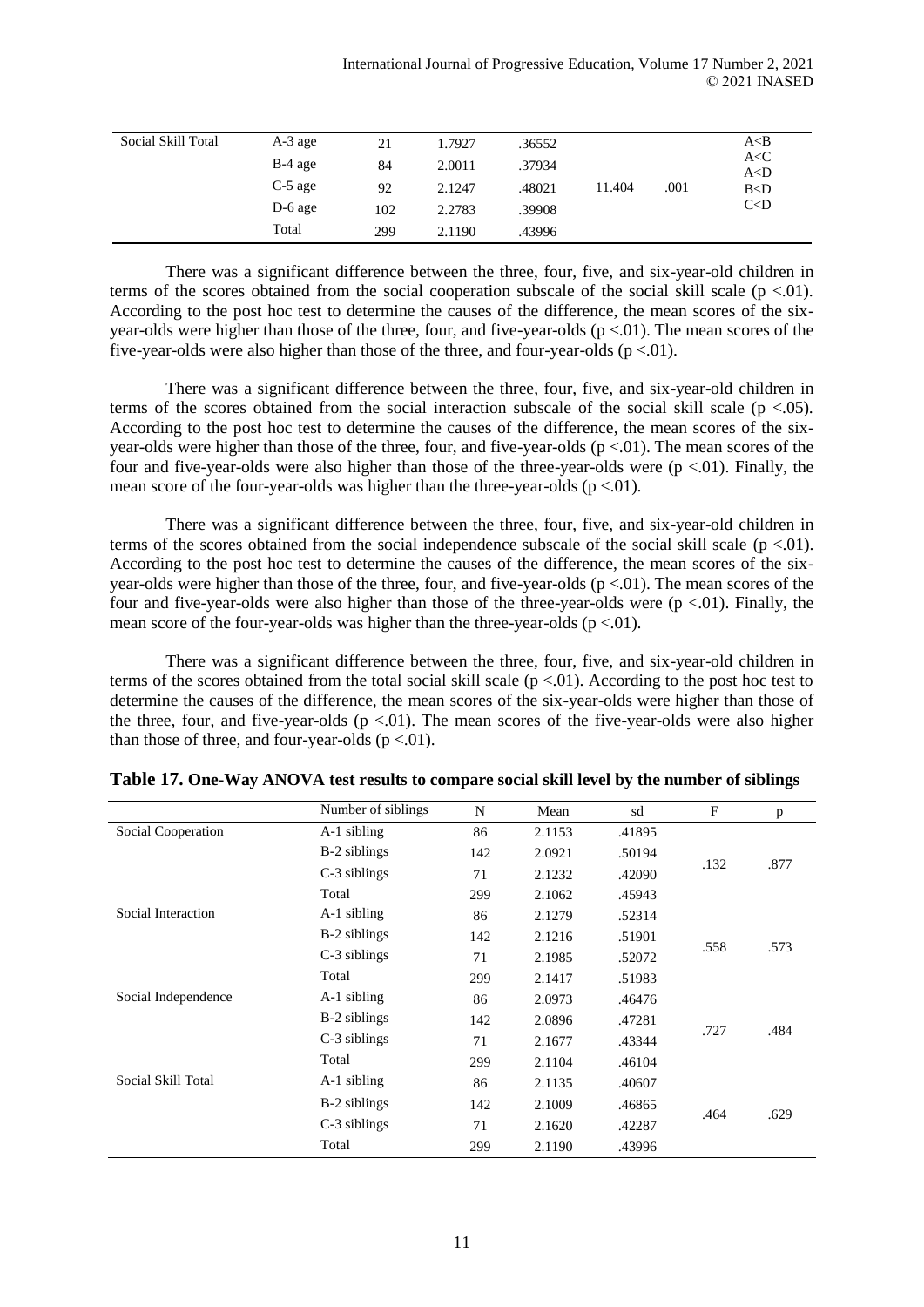| Social Skill Total | A-3 age | 21 | 1.7927 | .36552 | | | A<B A<C A<D B<D C<D |
|---|---|---|---|---|---|---|---|
| | B-4 age | 84 | 2.0011 | .37934 | | | |
| | C-5 age | 92 | 2.1247 | .48021 | 11.404 | .001 | |
| | D-6 age | 102 | 2.2783 | .39908 | | | |
| | Total | 299 | 2.1190 | .43996 | | | |

There was a significant difference between the three, four, five, and six-year-old children in terms of the scores obtained from the social cooperation subscale of the social skill scale ($p < .01$). According to the post hoc test to determine the causes of the difference, the mean scores of the six-year-olds were higher than those of the three, four, and five-year-olds ($p < .01$). The mean scores of the five-year-olds were also higher than those of the three, and four-year-olds ($p < .01$).

There was a significant difference between the three, four, five, and six-year-old children in terms of the scores obtained from the social interaction subscale of the social skill scale ($p < .05$). According to the post hoc test to determine the causes of the difference, the mean scores of the six-year-olds were higher than those of the three, four, and five-year-olds ($p < .01$). The mean scores of the four and five-year-olds were also higher than those of the three-year-olds were ($p < .01$). Finally, the mean score of the four-year-olds was higher than the three-year-olds ($p < .01$).

There was a significant difference between the three, four, five, and six-year-old children in terms of the scores obtained from the social independence subscale of the social skill scale ($p < .01$). According to the post hoc test to determine the causes of the difference, the mean scores of the six-year-olds were higher than those of the three, four, and five-year-olds ($p < .01$). The mean scores of the four and five-year-olds were also higher than those of the three-year-olds were ($p < .01$). Finally, the mean score of the four-year-olds was higher than the three-year-olds ($p < .01$).

There was a significant difference between the three, four, five, and six-year-old children in terms of the scores obtained from the total social skill scale ($p < .01$). According to the post hoc test to determine the causes of the difference, the mean scores of the six-year-olds were higher than those of the three, four, and five-year-olds ($p < .01$). The mean scores of the five-year-olds were also higher than those of three, and four-year-olds ($p < .01$).

**Table 17. One-Way ANOVA test results to compare social skill level by the number of siblings**

| | Number of siblings | N | Mean | sd | F | p |
|---|---|---|---|---|---|---|
| Social Cooperation | A-1 sibling | 86 | 2.1153 | .41895 | | |
| | B-2 siblings | 142 | 2.0921 | .50194 | .132 | .877 |
| | C-3 siblings | 71 | 2.1232 | .42090 | | |
| | Total | 299 | 2.1062 | .45943 | | |
| Social Interaction | A-1 sibling | 86 | 2.1279 | .52314 | | |
| | B-2 siblings | 142 | 2.1216 | .51901 | .558 | .573 |
| | C-3 siblings | 71 | 2.1985 | .52072 | | |
| | Total | 299 | 2.1417 | .51983 | | |
| Social Independence | A-1 sibling | 86 | 2.0973 | .46476 | | |
| | B-2 siblings | 142 | 2.0896 | .47281 | .727 | .484 |
| | C-3 siblings | 71 | 2.1677 | .43344 | | |
| | Total | 299 | 2.1104 | .46104 | | |
| Social Skill Total | A-1 sibling | 86 | 2.1135 | .40607 | | |
| | B-2 siblings | 142 | 2.1009 | .46865 | .464 | .629 |
| | C-3 siblings | 71 | 2.1620 | .42287 | | |
| | Total | 299 | 2.1190 | .43996 | | |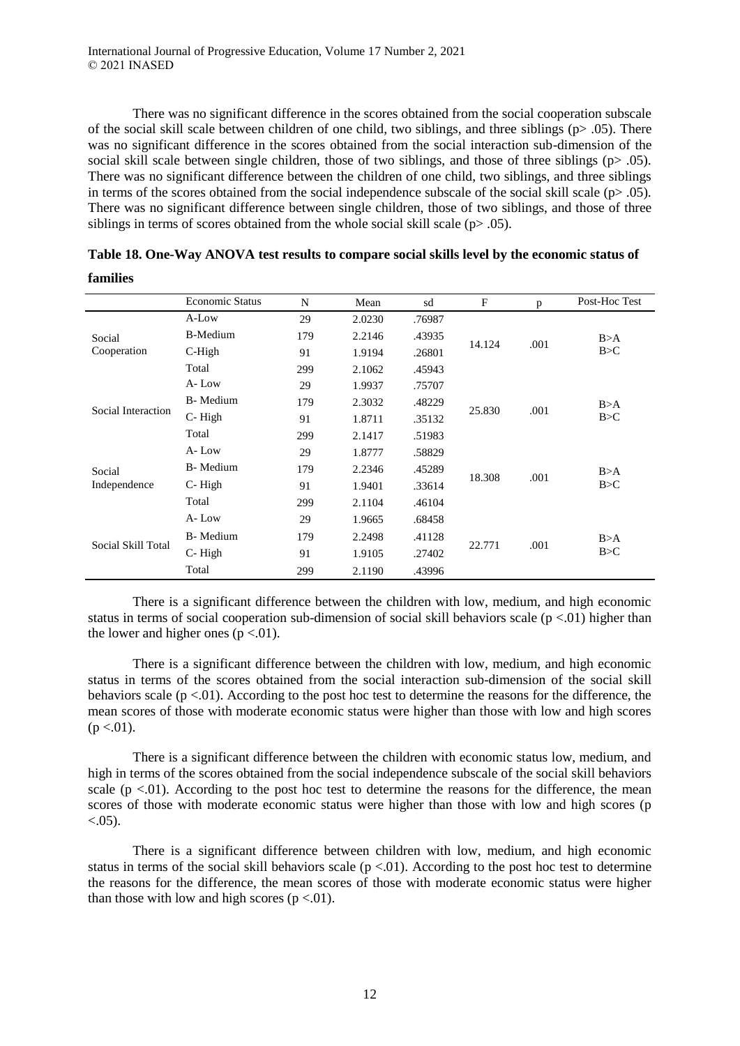There was no significant difference in the scores obtained from the social cooperation subscale of the social skill scale between children of one child, two siblings, and three siblings ($p > .05$). There was no significant difference in the scores obtained from the social interaction sub-dimension of the social skill scale between single children, those of two siblings, and those of three siblings ($p > .05$). There was no significant difference between the children of one child, two siblings, and three siblings in terms of the scores obtained from the social independence subscale of the social skill scale ($p > .05$). There was no significant difference between single children, those of two siblings, and those of three siblings in terms of scores obtained from the whole social skill scale ($p > .05$).

**Table 18. One-Way ANOVA test results to compare social skills level by the economic status of families**

| | Economic Status | N | Mean | sd | F | p | Post-Hoc Test |
|---|---|---|---|---|---|---|---|
| Social Cooperation | A-Low | 29 | 2.0230 | .76987 | 14.124 | .001 | B>A B>C |
| | B-Medium | 179 | 2.2146 | .43935 | | | |
| | C-High | 91 | 1.9194 | .26801 | | | |
| | Total | 299 | 2.1062 | .45943 | | | |
| Social Interaction | A- Low | 29 | 1.9937 | .75707 | 25.830 | .001 | B>A B>C |
| | B- Medium | 179 | 2.3032 | .48229 | | | |
| | C- High | 91 | 1.8711 | .35132 | | | |
| | Total | 299 | 2.1417 | .51983 | | | |
| Social Independence | A- Low | 29 | 1.8777 | .58829 | 18.308 | .001 | B>A B>C |
| | B- Medium | 179 | 2.2346 | .45289 | | | |
| | C- High | 91 | 1.9401 | .33614 | | | |
| | Total | 299 | 2.1104 | .46104 | | | |
| Social Skill Total | A- Low | 29 | 1.9665 | .68458 | 22.771 | .001 | B>A B>C |
| | B- Medium | 179 | 2.2498 | .41128 | | | |
| | C- High | 91 | 1.9105 | .27402 | | | |
| | Total | 299 | 2.1190 | .43996 | | | |

There is a significant difference between the children with low, medium, and high economic status in terms of social cooperation sub-dimension of social skill behaviors scale ($p < .01$) higher than the lower and higher ones ($p < .01$).

There is a significant difference between the children with low, medium, and high economic status in terms of the scores obtained from the social interaction sub-dimension of the social skill behaviors scale ($p < .01$). According to the post hoc test to determine the reasons for the difference, the mean scores of those with moderate economic status were higher than those with low and high scores ($p < .01$).

There is a significant difference between the children with economic status low, medium, and high in terms of the scores obtained from the social independence subscale of the social skill behaviors scale ($p < .01$). According to the post hoc test to determine the reasons for the difference, the mean scores of those with moderate economic status were higher than those with low and high scores ($p < .05$).

There is a significant difference between children with low, medium, and high economic status in terms of the social skill behaviors scale ($p < .01$). According to the post hoc test to determine the reasons for the difference, the mean scores of those with moderate economic status were higher than those with low and high scores ($p < .01$).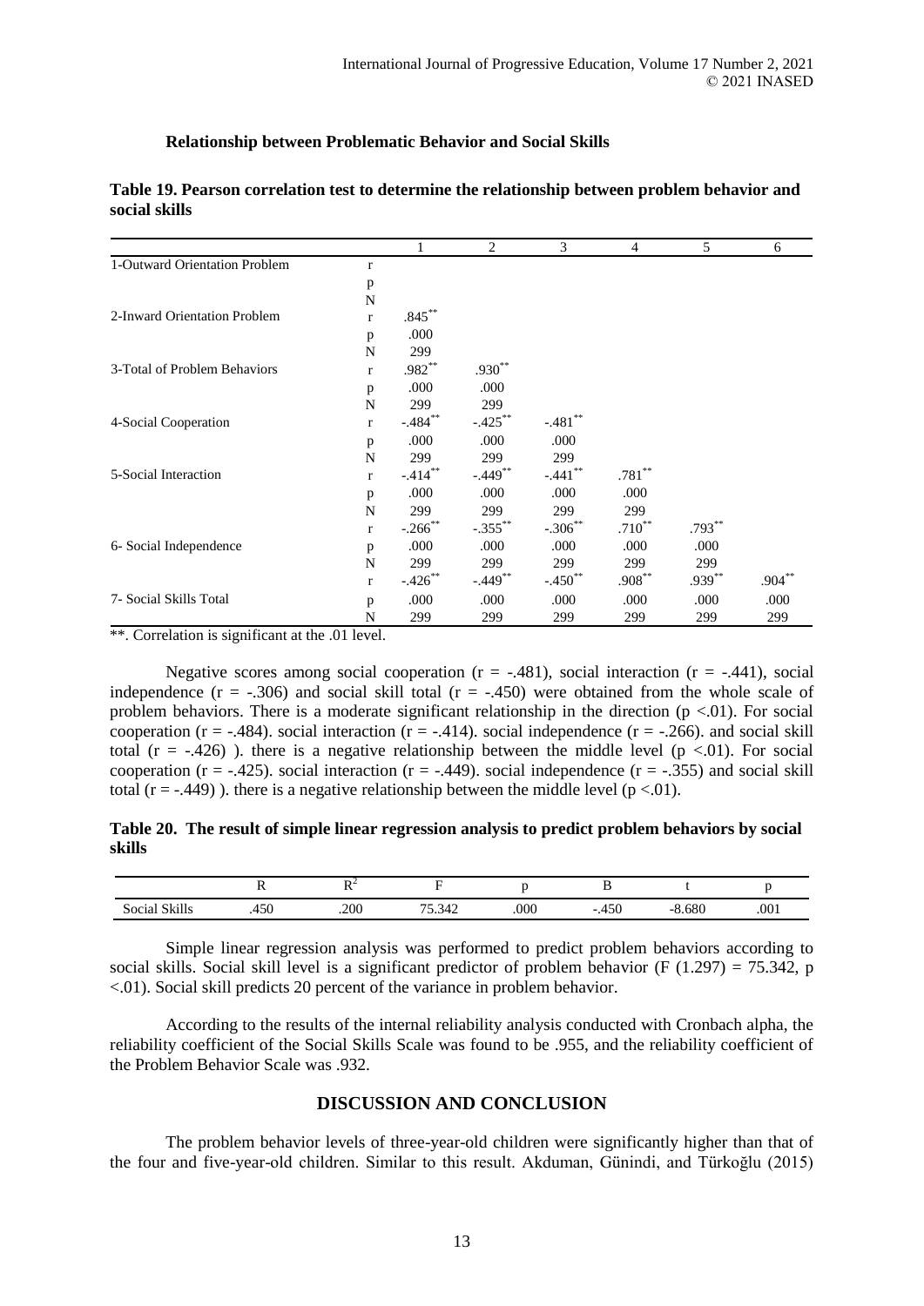### Relationship between Problematic Behavior and Social Skills

**Table 19. Pearson correlation test to determine the relationship between problem behavior and social skills**

| | | 1 | 2 | 3 | 4 | 5 | 6 |
|---|---|---|---|---|---|---|---|
| 1-Outward Orientation Problem | r | | | | | | |
| | p | | | | | | |
| | N | | | | | | |
| 2-Inward Orientation Problem | r | .845** | | | | | |
| | p | .000 | | | | | |
| | N | 299 | | | | | |
| 3-Total of Problem Behaviors | r | .982** | .930** | | | | |
| | p | .000 | .000 | | | | |
| | N | 299 | 299 | | | | |
| 4-Social Cooperation | r | -.484** | -.425** | -.481** | | | |
| | p | .000 | .000 | .000 | | | |
| | N | 299 | 299 | 299 | | | |
| 5-Social Interaction | r | -.414** | -.449** | -.441** | .781** | | |
| | p | .000 | .000 | .000 | .000 | | |
| | N | 299 | 299 | 299 | 299 | | |
| 6- Social Independence | r | -.266** | -.355** | -.306** | .710** | .793** | |
| | p | .000 | .000 | .000 | .000 | .000 | |
| | N | 299 | 299 | 299 | 299 | 299 | |
| 7- Social Skills Total | r | -.426** | -.449** | -.450** | .908** | .939** | .904** |
| | p | .000 | .000 | .000 | .000 | .000 | .000 |
| | N | 299 | 299 | 299 | 299 | 299 | 299 |

**. Correlation is significant at the .01 level.

Negative scores among social cooperation (r = -.481), social interaction (r = -.441), social independence (r = -.306) and social skill total (r = -.450) were obtained from the whole scale of problem behaviors. There is a moderate significant relationship in the direction ($p < .01$). For social cooperation (r = -.484). social interaction (r = -.414). social independence (r = -.266). and social skill total (r = -.426) ). there is a negative relationship between the middle level ($p < .01$). For social cooperation (r = -.425). social interaction (r = -.449). social independence (r = -.355) and social skill total (r = -.449) ). there is a negative relationship between the middle level ($p < .01$).

**Table 20. The result of simple linear regression analysis to predict problem behaviors by social skills**

| | R | $R^2$ | F | p | B | t | p |
|---|---|---|---|---|---|---|---|
| Social Skills | .450 | .200 | 75.342 | .000 | -.450 | -8.680 | .001 |

Simple linear regression analysis was performed to predict problem behaviors according to social skills. Social skill level is a significant predictor of problem behavior ($F(1.297) = 75.342$, $p < .01$). Social skill predicts 20 percent of the variance in problem behavior.

According to the results of the internal reliability analysis conducted with Cronbach alpha, the reliability coefficient of the Social Skills Scale was found to be .955, and the reliability coefficient of the Problem Behavior Scale was .932.

## DISCUSSION AND CONCLUSION

The problem behavior levels of three-year-old children were significantly higher than that of the four and five-year-old children. Similar to this result. Akduman, Günindi, and Türkoğlu (2015)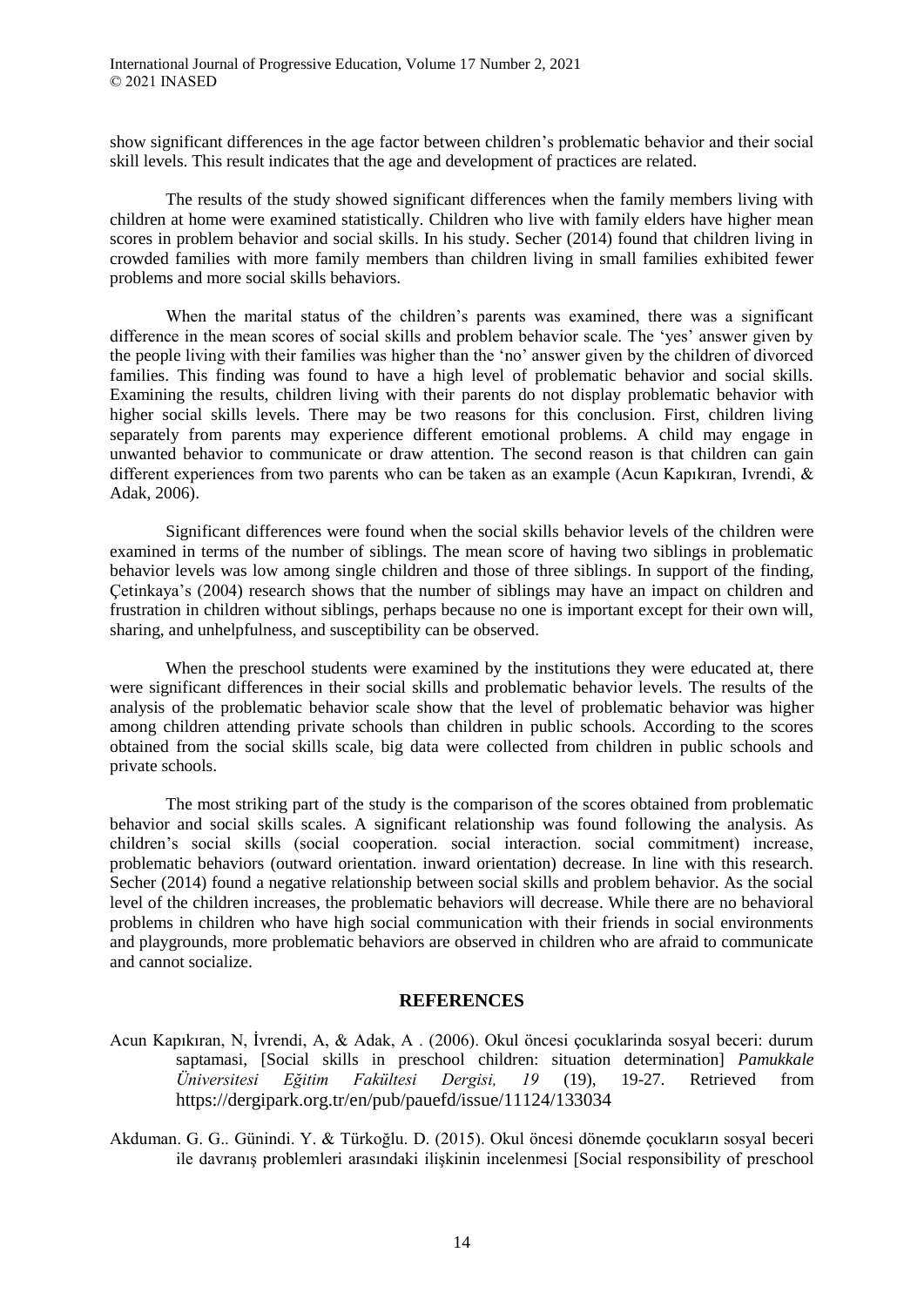show significant differences in the age factor between children's problematic behavior and their social skill levels. This result indicates that the age and development of practices are related.

The results of the study showed significant differences when the family members living with children at home were examined statistically. Children who live with family elders have higher mean scores in problem behavior and social skills. In his study. Secher (2014) found that children living in crowded families with more family members than children living in small families exhibited fewer problems and more social skills behaviors.

When the marital status of the children's parents was examined, there was a significant difference in the mean scores of social skills and problem behavior scale. The 'yes' answer given by the people living with their families was higher than the 'no' answer given by the children of divorced families. This finding was found to have a high level of problematic behavior and social skills. Examining the results, children living with their parents do not display problematic behavior with higher social skills levels. There may be two reasons for this conclusion. First, children living separately from parents may experience different emotional problems. A child may engage in unwanted behavior to communicate or draw attention. The second reason is that children can gain different experiences from two parents who can be taken as an example (Acun Kapıkıran, Ivrendi, & Adak, 2006).

Significant differences were found when the social skills behavior levels of the children were examined in terms of the number of siblings. The mean score of having two siblings in problematic behavior levels was low among single children and those of three siblings. In support of the finding, Çetinkaya's (2004) research shows that the number of siblings may have an impact on children and frustration in children without siblings, perhaps because no one is important except for their own will, sharing, and unhelpfulness, and susceptibility can be observed.

When the preschool students were examined by the institutions they were educated at, there were significant differences in their social skills and problematic behavior levels. The results of the analysis of the problematic behavior scale show that the level of problematic behavior was higher among children attending private schools than children in public schools. According to the scores obtained from the social skills scale, big data were collected from children in public schools and private schools.

The most striking part of the study is the comparison of the scores obtained from problematic behavior and social skills scales. A significant relationship was found following the analysis. As children's social skills (social cooperation. social interaction. social commitment) increase, problematic behaviors (outward orientation. inward orientation) decrease. In line with this research. Secher (2014) found a negative relationship between social skills and problem behavior. As the social level of the children increases, the problematic behaviors will decrease. While there are no behavioral problems in children who have high social communication with their friends in social environments and playgrounds, more problematic behaviors are observed in children who are afraid to communicate and cannot socialize.

## REFERENCES

Acun Kapıkıran, N, İvrendi, A, & Adak, A . (2006). Okul öncesi çocuklarinda sosyal beceri: durum saptamasi, [Social skills in preschool children: situation determination] *Pamukkale Üniversitesi Eğitim Fakültesi Dergisi, 19* (19), 19-27. Retrieved from https://dergipark.org.tr/en/pub/pauefd/issue/11124/133034

Akduman. G. G.. Günindi. Y. & Türkoğlu. D. (2015). Okul öncesi dönemde çocukların sosyal beceri ile davranış problemleri arasındaki ilişkinin incelenmesi [Social responsibility of preschool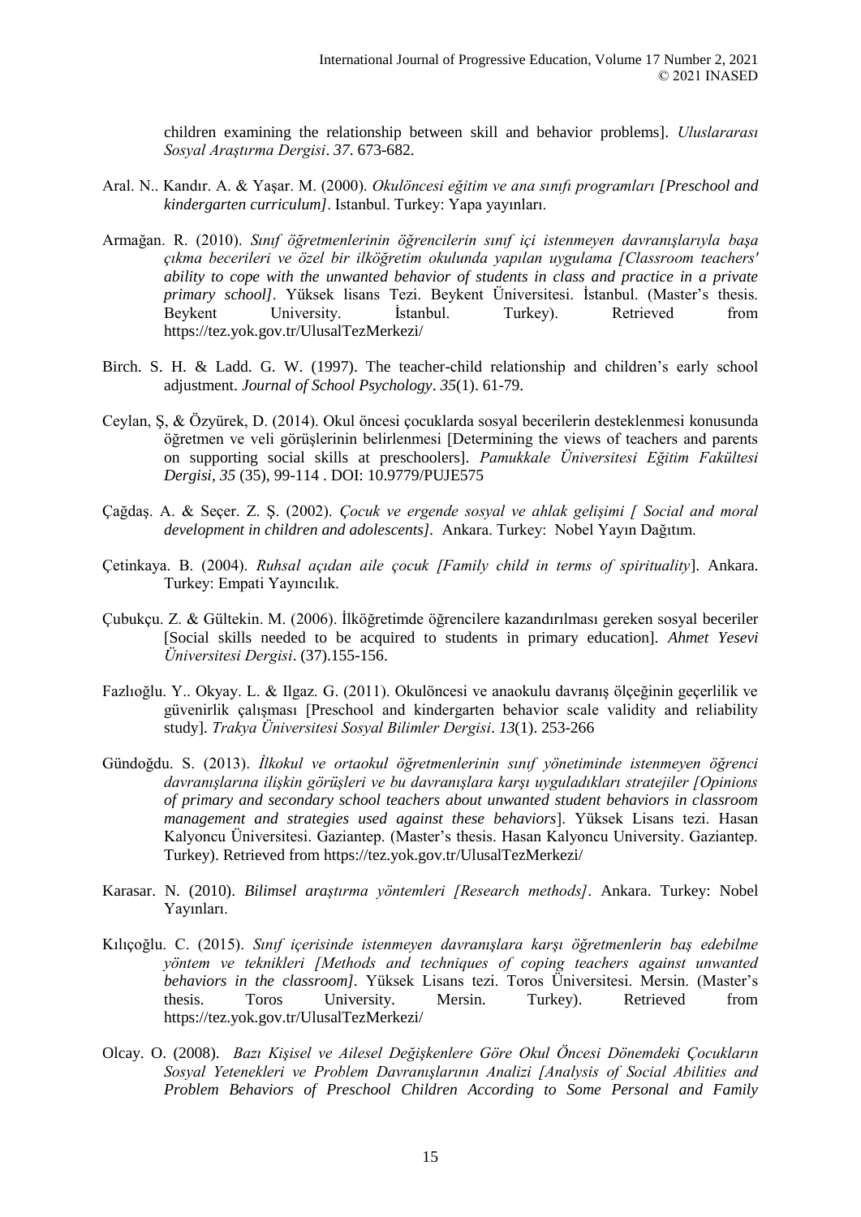children examining the relationship between skill and behavior problems]. *Uluslararası Sosyal Araştırma Dergisi*. *37*. 673-682.

Aral. N.. Kandır. A. & Yaşar. M. (2000). *Okulöncesi eğitim ve ana sınıfı programları [Preschool and kindergarten curriculum]*. Istanbul. Turkey: Yapa yayınları.

Armağan. R. (2010). *Sınıf öğretmenlerinin öğrencilerin sınıf içi istenmeyen davranışlarıyla başa çıkma becerileri ve özel bir ilköğretim okulunda yapılan uygulama [Classroom teachers' ability to cope with the unwanted behavior of students in class and practice in a private primary school]*. Yüksek lisans Tezi. Beykent Üniversitesi. İstanbul. (Master's thesis. Beykent University. İstanbul. Turkey). Retrieved from https://tez.yok.gov.tr/UlusalTezMerkezi/

Birch. S. H. & Ladd. G. W. (1997). The teacher-child relationship and children's early school adjustment. *Journal of School Psychology*. *35*(1). 61-79.

Ceylan, Ş, & Özyürek, D. (2014). Okul öncesi çocuklarda sosyal becerilerin desteklenmesi konusunda öğretmen ve veli görüşlerinin belirlenmesi [Determining the views of teachers and parents on supporting social skills at preschoolers]. *Pamukkale Üniversitesi Eğitim Fakültesi Dergisi, 35* (35), 99-114 . DOI: 10.9779/PUJE575

Çağdaş. A. & Seçer. Z. Ş. (2002). *Çocuk ve ergende sosyal ve ahlak gelişimi [ Social and moral development in children and adolescents]*. Ankara. Turkey: Nobel Yayın Dağıtım.

Çetinkaya. B. (2004). *Ruhsal açıdan aile çocuk [Family child in terms of spirituality*]. Ankara. Turkey: Empati Yayıncılık.

Çubukçu. Z. & Gültekin. M. (2006). İlköğretimde öğrencilere kazandırılması gereken sosyal beceriler [Social skills needed to be acquired to students in primary education]. *Ahmet Yesevi Üniversitesi Dergisi*. (37).155-156.

Fazlıoğlu. Y.. Okyay. L. & Ilgaz. G. (2011). Okulöncesi ve anaokulu davranış ölçeğinin geçerlilik ve güvenirlik çalışması [Preschool and kindergarten behavior scale validity and reliability study]. *Trakya Üniversitesi Sosyal Bilimler Dergisi*. *13*(1). 253-266

Gündoğdu. S. (2013). *İlkokul ve ortaokul öğretmenlerinin sınıf yönetiminde istenmeyen öğrenci davranışlarına ilişkin görüşleri ve bu davranışlara karşı uyguladıkları stratejiler [Opinions of primary and secondary school teachers about unwanted student behaviors in classroom management and strategies used against these behaviors*]. Yüksek Lisans tezi. Hasan Kalyoncu Üniversitesi. Gaziantep. (Master's thesis. Hasan Kalyoncu University. Gaziantep. Turkey). Retrieved from https://tez.yok.gov.tr/UlusalTezMerkezi/

Karasar. N. (2010). *Bilimsel araştırma yöntemleri [Research methods]*. Ankara. Turkey: Nobel Yayınları.

Kılıçoğlu. C. (2015). *Sınıf içerisinde istenmeyen davranışlara karşı öğretmenlerin baş edebilme yöntem ve teknikleri [Methods and techniques of coping teachers against unwanted behaviors in the classroom]*. Yüksek Lisans tezi. Toros Üniversitesi. Mersin. (Master's thesis. Toros University. Mersin. Turkey). Retrieved from https://tez.yok.gov.tr/UlusalTezMerkezi/

Olcay. O. (2008). *Bazı Kişisel ve Ailesel Değişkenlere Göre Okul Öncesi Dönemdeki Çocukların Sosyal Yetenekleri ve Problem Davranışlarının Analizi [Analysis of Social Abilities and Problem Behaviors of Preschool Children According to Some Personal and Family*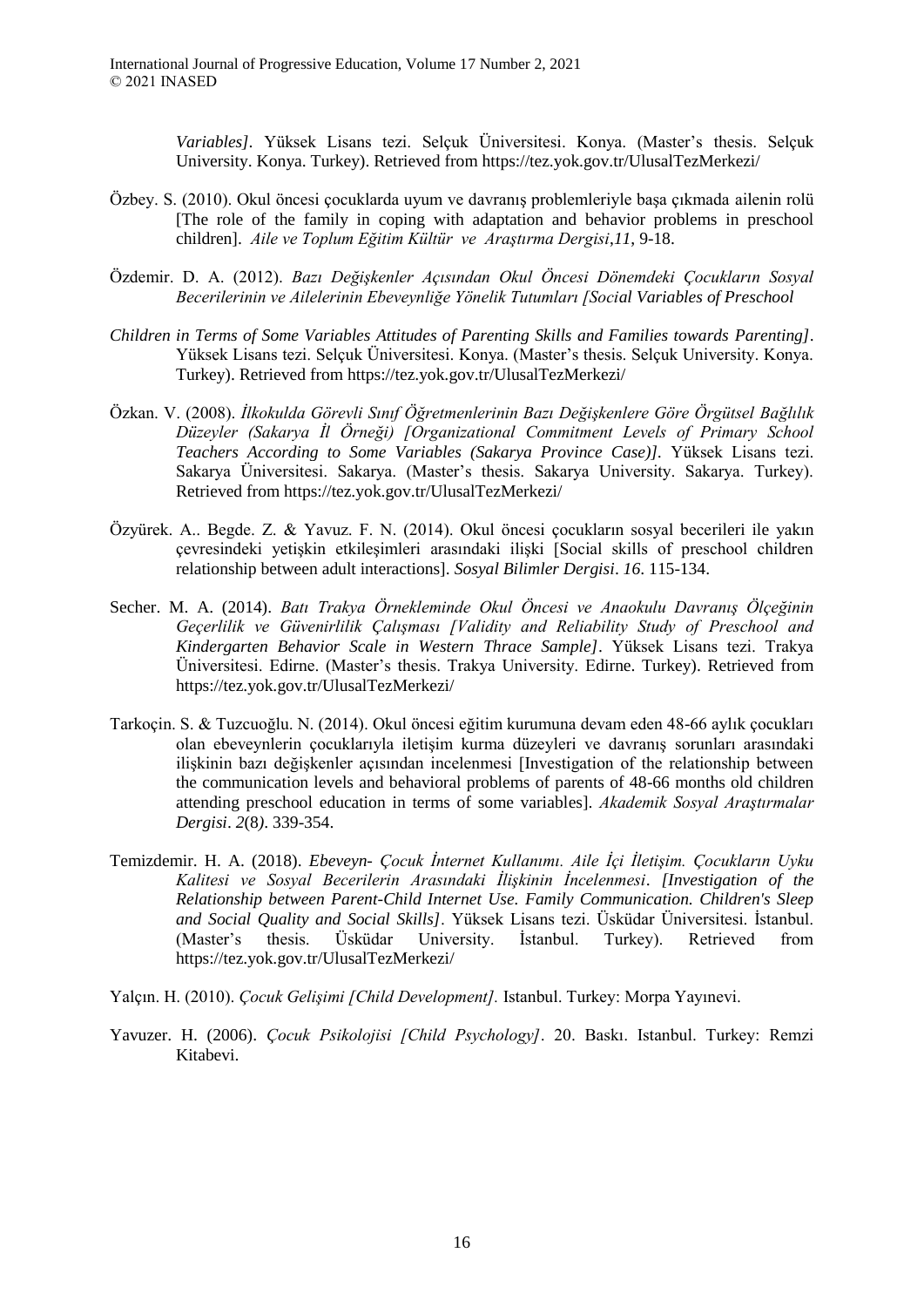*Variables]*. Yüksek Lisans tezi. Selçuk Üniversitesi. Konya. (Master's thesis. Selçuk University. Konya. Turkey). Retrieved from https://tez.yok.gov.tr/UlusalTezMerkezi/

Özbey. S. (2010). Okul öncesi çocuklarda uyum ve davranış problemleriyle başa çıkmada ailenin rolü [The role of the family in coping with adaptation and behavior problems in preschool children]. *Aile ve Toplum Eğitim Kültür ve Araştırma Dergisi*,*11*, 9-18.

Özdemir. D. A. (2012). *Bazı Değişkenler Açısından Okul Öncesi Dönemdeki Çocukların Sosyal Becerilerinin ve Ailelerinin Ebeveynliğe Yönelik Tutumları [Social Variables of Preschool Children in Terms of Some Variables Attitudes of Parenting Skills and Families towards Parenting]*. Yüksek Lisans tezi. Selçuk Üniversitesi. Konya. (Master's thesis. Selçuk University. Konya. Turkey). Retrieved from https://tez.yok.gov.tr/UlusalTezMerkezi/

Özkan. V. (2008). *İlkokulda Görevli Sınıf Öğretmenlerinin Bazı Değişkenlere Göre Örgütsel Bağlılık Düzeyler (Sakarya İl Örneği) [Organizational Commitment Levels of Primary School Teachers According to Some Variables (Sakarya Province Case)]*. Yüksek Lisans tezi. Sakarya Üniversitesi. Sakarya. (Master's thesis. Sakarya University. Sakarya. Turkey). Retrieved from https://tez.yok.gov.tr/UlusalTezMerkezi/

Özyürek. A.. Begde. Z. & Yavuz. F. N. (2014). Okul öncesi çocukların sosyal becerileri ile yakın çevresindeki yetişkin etkileşimleri arasındaki ilişki [Social skills of preschool children relationship between adult interactions]. *Sosyal Bilimler Dergisi*. *16*. 115-134.

Secher. M. A. (2014). *Batı Trakya Örnekleminde Okul Öncesi ve Anaokulu Davranış Ölçeğinin Geçerlilik ve Güvenirlilik Çalışması [Validity and Reliability Study of Preschool and Kindergarten Behavior Scale in Western Thrace Sample]*. Yüksek Lisans tezi. Trakya Üniversitesi. Edirne. (Master's thesis. Trakya University. Edirne. Turkey). Retrieved from https://tez.yok.gov.tr/UlusalTezMerkezi/

Tarkoçin. S. & Tuzcuoğlu. N. (2014). Okul öncesi eğitim kurumuna devam eden 48-66 aylık çocukları olan ebeveynlerin çocuklarıyla iletişim kurma düzeyleri ve davranış sorunları arasındaki ilişkinin bazı değişkenler açısından incelenmesi [Investigation of the relationship between the communication levels and behavioral problems of parents of 48-66 months old children attending preschool education in terms of some variables]. *Akademik Sosyal Araştırmalar Dergisi*. *2*(8*)*. 339-354.

Temizdemir. H. A. (2018). *Ebeveyn- Çocuk İnternet Kullanımı. Aile İçi İletişim. Çocukların Uyku Kalitesi ve Sosyal Becerilerin Arasındaki İlişkinin İncelenmesi*. *[Investigation of the Relationship between Parent-Child Internet Use. Family Communication. Children's Sleep and Social Quality and Social Skills]*. Yüksek Lisans tezi. Üsküdar Üniversitesi. İstanbul. (Master's thesis. Üsküdar University. İstanbul. Turkey). Retrieved from https://tez.yok.gov.tr/UlusalTezMerkezi/

Yalçın. H. (2010). *Çocuk Gelişimi [Child Development].* Istanbul. Turkey: Morpa Yayınevi.

Yavuzer. H. (2006). *Çocuk Psikolojisi [Child Psychology]*. 20. Baskı. Istanbul. Turkey: Remzi Kitabevi.